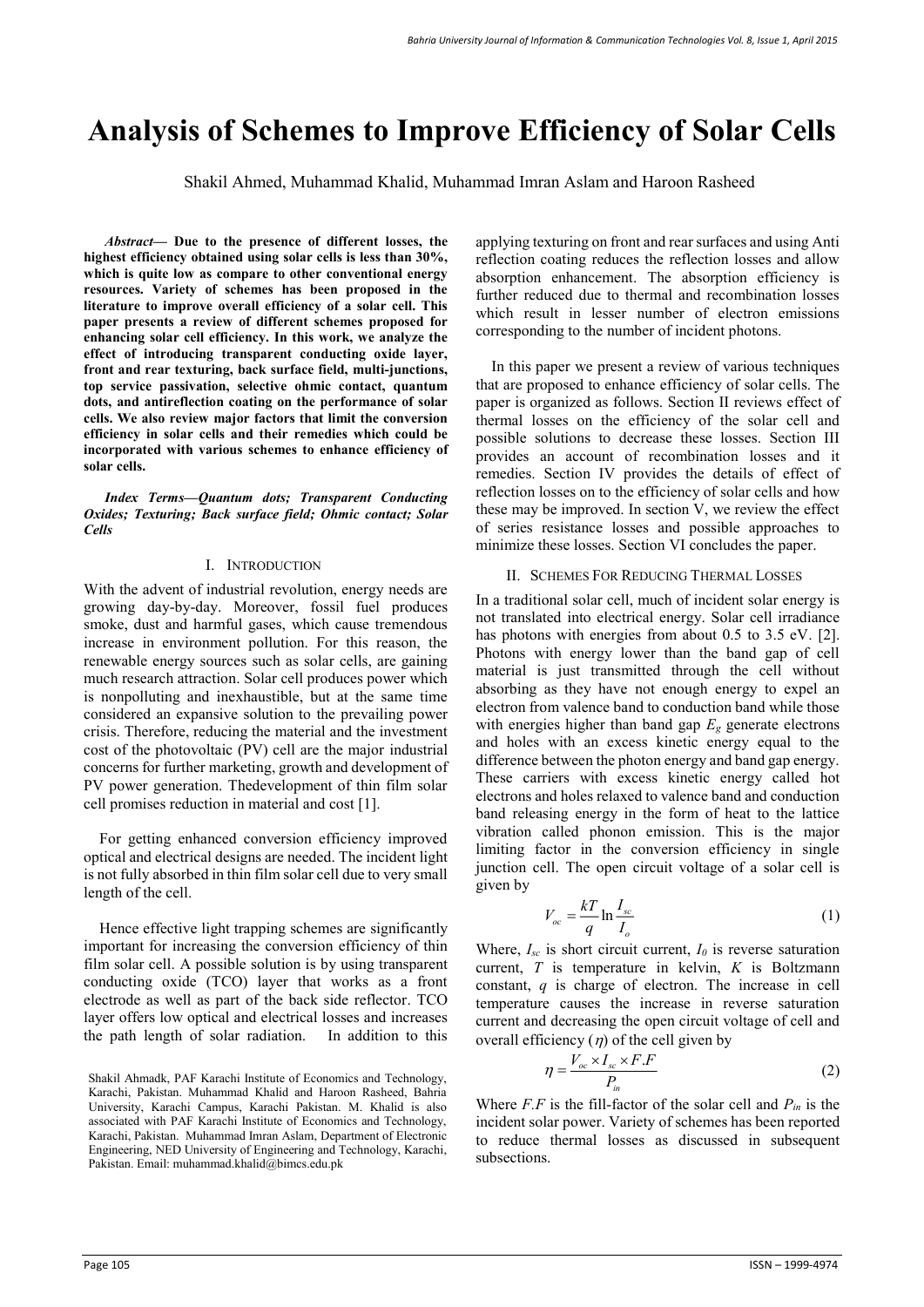# Analysis of Schemes to Improve Efficiency of Solar Cells

Shakil Ahmed, Muhammad Khalid, Muhammad Imran Aslam and Haroon Rasheed

***Abstract*— Due to the presence of different losses, the highest efficiency obtained using solar cells is less than 30%, which is quite low as compare to other conventional energy resources. Variety of schemes has been proposed in the literature to improve overall efficiency of a solar cell. This paper presents a review of different schemes proposed for enhancing solar cell efficiency. In this work, we analyze the effect of introducing transparent conducting oxide layer, front and rear texturing, back surface field, multi-junctions, top service passivation, selective ohmic contact, quantum dots, and antireflection coating on the performance of solar cells. We also review major factors that limit the conversion efficiency in solar cells and their remedies which could be incorporated with various schemes to enhance efficiency of solar cells.**

***Index Terms*—*Quantum dots; Transparent Conducting Oxides; Texturing; Back surface field; Ohmic contact; Solar Cells***

## I. Introduction

With the advent of industrial revolution, energy needs are growing day-by-day. Moreover, fossil fuel produces smoke, dust and harmful gases, which cause tremendous increase in environment pollution. For this reason, the renewable energy sources such as solar cells, are gaining much research attraction. Solar cell produces power which is nonpolluting and inexhaustible, but at the same time considered an expansive solution to the prevailing power crisis. Therefore, reducing the material and the investment cost of the photovoltaic (PV) cell are the major industrial concerns for further marketing, growth and development of PV power generation. Thedevelopment of thin film solar cell promises reduction in material and cost [1].

For getting enhanced conversion efficiency improved optical and electrical designs are needed. The incident light is not fully absorbed in thin film solar cell due to very small length of the cell.

Hence effective light trapping schemes are significantly important for increasing the conversion efficiency of thin film solar cell. A possible solution is by using transparent conducting oxide (TCO) layer that works as a front electrode as well as part of the back side reflector. TCO layer offers low optical and electrical losses and increases the path length of solar radiation. In addition to this applying texturing on front and rear surfaces and using Anti reflection coating reduces the reflection losses and allow absorption enhancement. The absorption efficiency is further reduced due to thermal and recombination losses which result in lesser number of electron emissions corresponding to the number of incident photons.

In this paper we present a review of various techniques that are proposed to enhance efficiency of solar cells. The paper is organized as follows. Section II reviews effect of thermal losses on the efficiency of the solar cell and possible solutions to decrease these losses. Section III provides an account of recombination losses and it remedies. Section IV provides the details of effect of reflection losses on to the efficiency of solar cells and how these may be improved. In section V, we review the effect of series resistance losses and possible approaches to minimize these losses. Section VI concludes the paper.

## II. Schemes For Reducing Thermal Losses

In a traditional solar cell, much of incident solar energy is not translated into electrical energy. Solar cell irradiance has photons with energies from about 0.5 to 3.5 eV. [2]. Photons with energy lower than the band gap of cell material is just transmitted through the cell without absorbing as they have not enough energy to expel an electron from valence band to conduction band while those with energies higher than band gap $E_g$ generate electrons and holes with an excess kinetic energy equal to the difference between the photon energy and band gap energy. These carriers with excess kinetic energy called hot electrons and holes relaxed to valence band and conduction band releasing energy in the form of heat to the lattice vibration called phonon emission. This is the major limiting factor in the conversion efficiency in single junction cell. The open circuit voltage of a solar cell is given by

$$V_{oc} = \frac{kT}{q} \ln \frac{I_{sc}}{I_o} \tag{1}$$

Where, $I_{sc}$ is short circuit current, $I_0$ is reverse saturation current, $T$ is temperature in kelvin, $K$ is Boltzmann constant, $q$ is charge of electron. The increase in cell temperature causes the increase in reverse saturation current and decreasing the open circuit voltage of cell and overall efficiency ($\eta$) of the cell given by

$$\eta = \frac{V_{oc} \times I_{sc} \times F.F}{P_{in}} \tag{2}$$

Where $F.F$ is the fill-factor of the solar cell and $P_{in}$ is the incident solar power. Variety of schemes has been reported to reduce thermal losses as discussed in subsequent subsections.

Shakil Ahmadk, PAF Karachi Institute of Economics and Technology, Karachi, Pakistan. Muhammad Khalid and Haroon Rasheed, Bahria University, Karachi Campus, Karachi Pakistan. M. Khalid is also associated with PAF Karachi Institute of Economics and Technology, Karachi, Pakistan. Muhammad Imran Aslam, Department of Electronic Engineering, NED University of Engineering and Technology, Karachi, Pakistan. Email: muhammad.khalid@bimcs.edu.pk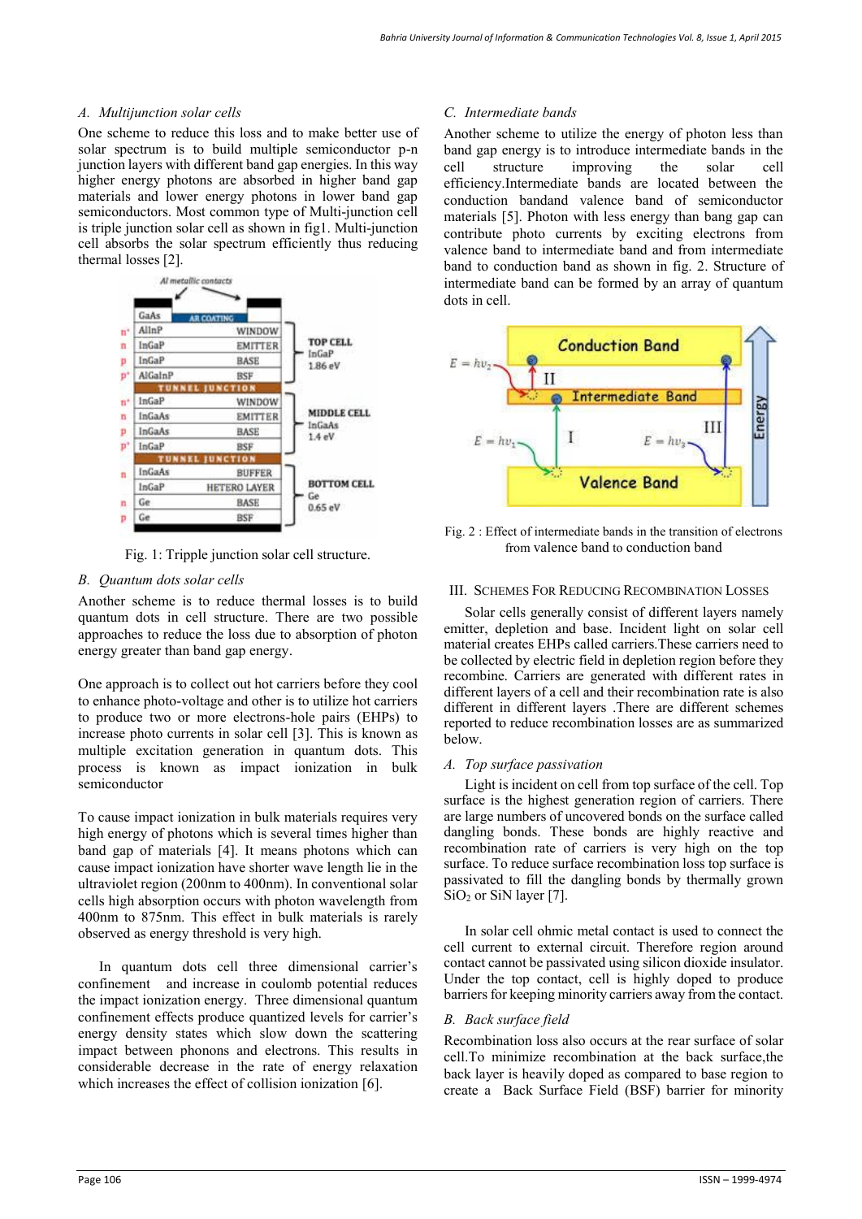### A. Multijunction solar cells

One scheme to reduce this loss and to make better use of solar spectrum is to build multiple semiconductor p-n junction layers with different band gap energies. In this way higher energy photons are absorbed in higher band gap materials and lower energy photons in lower band gap semiconductors. Most common type of Multi-junction cell is triple junction solar cell as shown in fig1. Multi-junction cell absorbs the solar spectrum efficiently thus reducing thermal losses [2].

Fig. 1: Tripple junction solar cell structure.

### B. Quantum dots solar cells

Another scheme is to reduce thermal losses is to build quantum dots in cell structure. There are two possible approaches to reduce the loss due to absorption of photon energy greater than band gap energy.

One approach is to collect out hot carriers before they cool to enhance photo-voltage and other is to utilize hot carriers to produce two or more electrons-hole pairs (EHPs) to increase photo currents in solar cell [3]. This is known as multiple excitation generation in quantum dots. This process is known as impact ionization in bulk semiconductor

To cause impact ionization in bulk materials requires very high energy of photons which is several times higher than band gap of materials [4]. It means photons which can cause impact ionization have shorter wave length lie in the ultraviolet region (200nm to 400nm). In conventional solar cells high absorption occurs with photon wavelength from 400nm to 875nm. This effect in bulk materials is rarely observed as energy threshold is very high.

In quantum dots cell three dimensional carrier's confinement and increase in coulomb potential reduces the impact ionization energy. Three dimensional quantum confinement effects produce quantized levels for carrier's energy density states which slow down the scattering impact between phonons and electrons. This results in considerable decrease in the rate of energy relaxation which increases the effect of collision ionization [6].

### C. Intermediate bands

Another scheme to utilize the energy of photon less than band gap energy is to introduce intermediate bands in the cell structure improving the solar cell efficiency.Intermediate bands are located between the conduction bandand valence band of semiconductor materials [5]. Photon with less energy than bang gap can contribute photo currents by exciting electrons from valence band to intermediate band and from intermediate band to conduction band as shown in fig. 2. Structure of intermediate band can be formed by an array of quantum dots in cell.

Fig. 2 : Effect of intermediate bands in the transition of electrons from valence band to conduction band

## III. Schemes For Reducing Recombination Losses

Solar cells generally consist of different layers namely emitter, depletion and base. Incident light on solar cell material creates EHPs called carriers.These carriers need to be collected by electric field in depletion region before they recombine. Carriers are generated with different rates in different layers of a cell and their recombination rate is also different in different layers .There are different schemes reported to reduce recombination losses are as summarized below.

### A. Top surface passivation

Light is incident on cell from top surface of the cell. Top surface is the highest generation region of carriers. There are large numbers of uncovered bonds on the surface called dangling bonds. These bonds are highly reactive and recombination rate of carriers is very high on the top surface. To reduce surface recombination loss top surface is passivated to fill the dangling bonds by thermally grown $SiO_2$ or SiN layer [7].

In solar cell ohmic metal contact is used to connect the cell current to external circuit. Therefore region around contact cannot be passivated using silicon dioxide insulator. Under the top contact, cell is highly doped to produce barriers for keeping minority carriers away from the contact.

### B. Back surface field

Recombination loss also occurs at the rear surface of solar cell.To minimize recombination at the back surface,the back layer is heavily doped as compared to base region to create a Back Surface Field (BSF) barrier for minority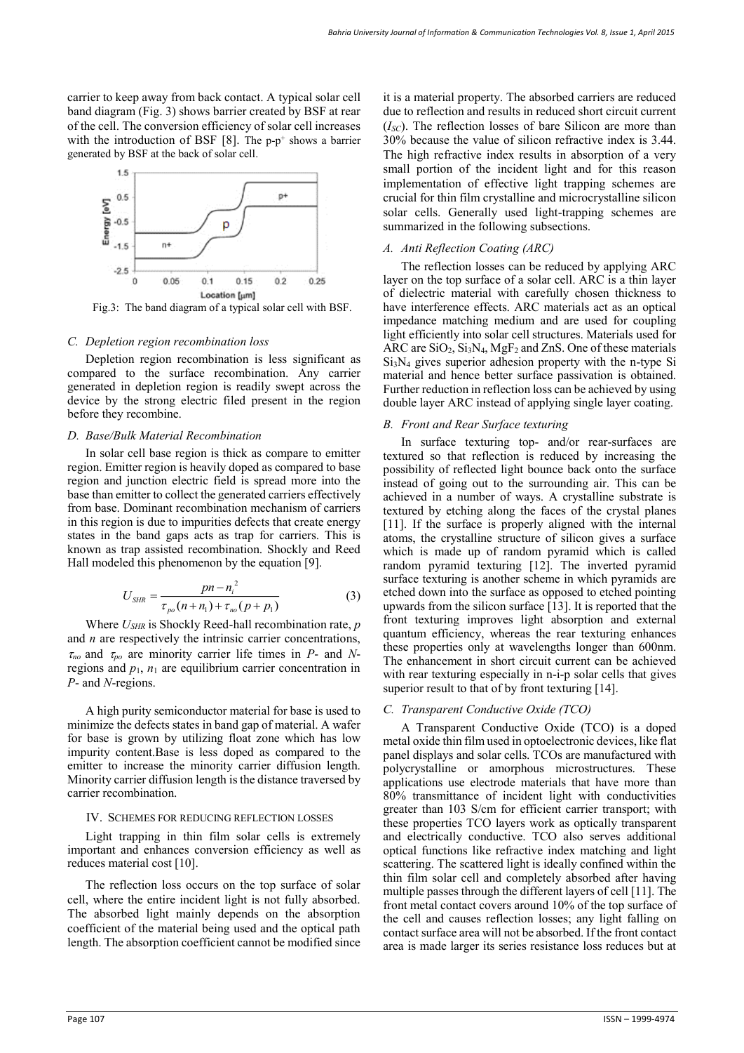carrier to keep away from back contact. A typical solar cell band diagram (Fig. 3) shows barrier created by BSF at rear of the cell. The conversion efficiency of solar cell increases with the introduction of BSF [8]. The p-p$^+$ shows a barrier generated by BSF at the back of solar cell.

Fig.3: The band diagram of a typical solar cell with BSF.

### *C. Depletion region recombination loss*

Depletion region recombination is less significant as compared to the surface recombination. Any carrier generated in depletion region is readily swept across the device by the strong electric filed present in the region before they recombine.

### *D. Base/Bulk Material Recombination*

In solar cell base region is thick as compare to emitter region. Emitter region is heavily doped as compared to base region and junction electric field is spread more into the base than emitter to collect the generated carriers effectively from base. Dominant recombination mechanism of carriers in this region is due to impurities defects that create energy states in the band gaps acts as trap for carriers. This is known as trap assisted recombination. Shockly and Reed Hall modeled this phenomenon by the equation [9].

$$U_{SHR} = \frac{pn - n_i^2}{\tau_{po}(n + n_1) + \tau_{no}(p + p_1)} \tag{3}$$

Where $U_{SHR}$ is Shockly Reed-hall recombination rate, $p$ and $n$ are respectively the intrinsic carrier concentrations, $\tau_{no}$ and $\tau_{po}$ are minority carrier life times in *P*- and *N*-regions and $p_1$, $n_1$ are equilibrium carrier concentration in *P*- and *N*-regions.

A high purity semiconductor material for base is used to minimize the defects states in band gap of material. A wafer for base is grown by utilizing float zone which has low impurity content.Base is less doped as compared to the emitter to increase the minority carrier diffusion length. Minority carrier diffusion length is the distance traversed by carrier recombination.

## IV. SCHEMES FOR REDUCING REFLECTION LOSSES

Light trapping in thin film solar cells is extremely important and enhances conversion efficiency as well as reduces material cost [10].

The reflection loss occurs on the top surface of solar cell, where the entire incident light is not fully absorbed. The absorbed light mainly depends on the absorption coefficient of the material being used and the optical path length. The absorption coefficient cannot be modified since it is a material property. The absorbed carriers are reduced due to reflection and results in reduced short circuit current ($I_{SC}$). The reflection losses of bare Silicon are more than 30% because the value of silicon refractive index is 3.44. The high refractive index results in absorption of a very small portion of the incident light and for this reason implementation of effective light trapping schemes are crucial for thin film crystalline and microcrystalline silicon solar cells. Generally used light-trapping schemes are summarized in the following subsections.

### *A. Anti Reflection Coating (ARC)*

The reflection losses can be reduced by applying ARC layer on the top surface of a solar cell. ARC is a thin layer of dielectric material with carefully chosen thickness to have interference effects. ARC materials act as an optical impedance matching medium and are used for coupling light efficiently into solar cell structures. Materials used for ARC are $SiO_2$, $Si_3N_4$, $MgF_2$ and ZnS. One of these materials $Si_3N_4$ gives superior adhesion property with the n-type Si material and hence better surface passivation is obtained. Further reduction in reflection loss can be achieved by using double layer ARC instead of applying single layer coating.

### *B. Front and Rear Surface texturing*

In surface texturing top- and/or rear-surfaces are textured so that reflection is reduced by increasing the possibility of reflected light bounce back onto the surface instead of going out to the surrounding air. This can be achieved in a number of ways. A crystalline substrate is textured by etching along the faces of the crystal planes [11]. If the surface is properly aligned with the internal atoms, the crystalline structure of silicon gives a surface which is made up of random pyramid which is called random pyramid texturing [12]. The inverted pyramid surface texturing is another scheme in which pyramids are etched down into the surface as opposed to etched pointing upwards from the silicon surface [13]. It is reported that the front texturing improves light absorption and external quantum efficiency, whereas the rear texturing enhances these properties only at wavelengths longer than 600nm. The enhancement in short circuit current can be achieved with rear texturing especially in n-i-p solar cells that gives superior result to that of by front texturing [14].

### *C. Transparent Conductive Oxide (TCO)*

A Transparent Conductive Oxide (TCO) is a doped metal oxide thin film used in optoelectronic devices, like flat panel displays and solar cells. TCOs are manufactured with polycrystalline or amorphous microstructures. These applications use electrode materials that have more than 80% transmittance of incident light with conductivities greater than 103 S/cm for efficient carrier transport; with these properties TCO layers work as optically transparent and electrically conductive. TCO also serves additional optical functions like refractive index matching and light scattering. The scattered light is ideally confined within the thin film solar cell and completely absorbed after having multiple passes through the different layers of cell [11]. The front metal contact covers around 10% of the top surface of the cell and causes reflection losses; any light falling on contact surface area will not be absorbed. If the front contact area is made larger its series resistance loss reduces but at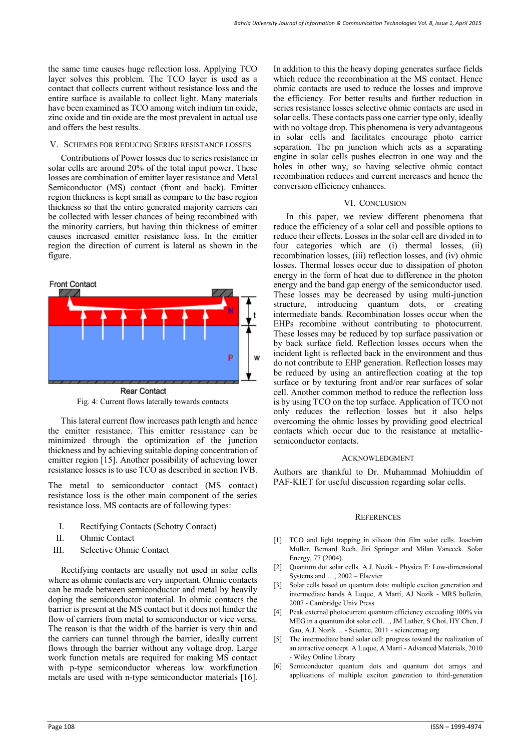the same time causes huge reflection loss. Applying TCO layer solves this problem. The TCO layer is used as a contact that collects current without resistance loss and the entire surface is available to collect light. Many materials have been examined as TCO among witch indium tin oxide, zinc oxide and tin oxide are the most prevalent in actual use and offers the best results.

## V. Schemes for Reducing Series Resistance Losses

Contributions of Power losses due to series resistance in solar cells are around 20% of the total input power. These losses are combination of emitter layer resistance and Metal Semiconductor (MS) contact (front and back). Emitter region thickness is kept small as compare to the base region thickness so that the entire generated majority carriers can be collected with lesser chances of being recombined with the minority carriers, but having thin thickness of emitter causes increased emitter resistance loss. In the emitter region the direction of current is lateral as shown in the figure.

Front Contact

N

t

P

w

Rear Contact

Fig. 4: Current flows laterally towards contacts

This lateral current flow increases path length and hence the emitter resistance. This emitter resistance can be minimized through the optimization of the junction thickness and by achieving suitable doping concentration of emitter region [15]. Another possibility of achieving lower resistance losses is to use TCO as described in section IVB.

The metal to semiconductor contact (MS contact) resistance loss is the other main component of the series resistance loss. MS contacts are of following types:

I. Rectifying Contacts (Schotty Contact)
II. Ohmic Contact
III. Selective Ohmic Contact

Rectifying contacts are usually not used in solar cells where as ohmic contacts are very important. Ohmic contacts can be made between semiconductor and metal by heavily doping the semiconductor material. In ohmic contacts the barrier is present at the MS contact but it does not hinder the flow of carriers from metal to semiconductor or vice versa. The reason is that the width of the barrier is very thin and the carriers can tunnel through the barrier, ideally current flows through the barrier without any voltage drop. Large work function metals are required for making MS contact with p-type semiconductor whereas low workfunction metals are used with n-type semiconductor materials [16]. In addition to this the heavy doping generates surface fields which reduce the recombination at the MS contact. Hence ohmic contacts are used to reduce the losses and improve the efficiency. For better results and further reduction in series resistance losses selective ohmic contacts are used in solar cells. These contacts pass one carrier type only, ideally with no voltage drop. This phenomena is very advantageous in solar cells and facilitates encourage photo carrier separation. The pn junction which acts as a separating engine in solar cells pushes electron in one way and the holes in other way, so having selective ohmic contact recombination reduces and current increases and hence the conversion efficiency enhances.

## VI. Conclusion

In this paper, we review different phenomena that reduce the efficiency of a solar cell and possible options to reduce their effects. Losses in the solar cell are divided in to four categories which are (i) thermal losses, (ii) recombination losses, (iii) reflection losses, and (iv) ohmic losses. Thermal losses occur due to dissipation of photon energy in the form of heat due to difference in the photon energy and the band gap energy of the semiconductor used. These losses may be decreased by using multi-junction structure, introducing quantum dots, or creating intermediate bands. Recombination losses occur when the EHPs recombine without contributing to photocurrent. These losses may be reduced by top surface passivation or by back surface field. Reflection losses occurs when the incident light is reflected back in the environment and thus do not contribute to EHP generation. Reflection losses may be reduced by using an antireflection coating at the top surface or by texturing front and/or rear surfaces of solar cell. Another common method to reduce the reflection loss is by using TCO on the top surface. Application of TCO not only reduces the reflection losses but it also helps overcoming the ohmic losses by providing good electrical contacts which occur due to the resistance at metallic-semiconductor contacts.

## Acknowledgment

Authors are thankful to Dr. Muhammad Mohiuddin of PAF-KIET for useful discussion regarding solar cells.

## References

[1] TCO and light trapping in silicon thin film solar cells. Joachim Muller, Bernard Rech, Jiri Springer and Milan Vanecek. Solar Energy, 77 (2004).

[2] Quantum dot solar cells. A.J. Nozik - Physica E: Low-dimensional Systems and …, 2002 – Elsevier

[3] Solar cells based on quantum dots: multiple exciton generation and intermediate bands A Luque, A Martí, AJ Nozik - MRS bulletin, 2007 - Cambridge Univ Press

[4] Peak external photocurrent quantum efficiency exceeding 100% via MEG in a quantum dot solar cell…, JM Luther, S Choi, HY Chen, J Gao, A.J. Nozik… - Science, 2011 - sciencemag.org

[5] The intermediate band solar cell: progress toward the realization of an attractive concept. A Luque, A Martí - Advanced Materials, 2010 - Wiley Online Library

[6] Semiconductor quantum dots and quantum dot arrays and applications of multiple exciton generation to third-generation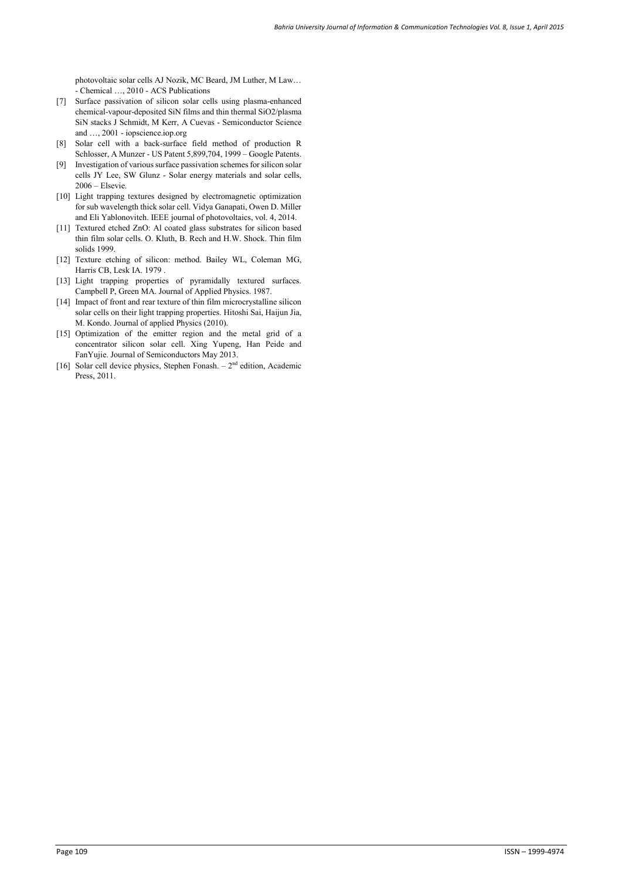photovoltaic solar cells AJ Nozik, MC Beard, JM Luther, M Law… - Chemical …, 2010 - ACS Publications

[7] Surface passivation of silicon solar cells using plasma-enhanced chemical-vapour-deposited SiN films and thin thermal SiO2/plasma SiN stacks J Schmidt, M Kerr, A Cuevas - Semiconductor Science and …, 2001 - iopscience.iop.org

[8] Solar cell with a back-surface field method of production R Schlosser, A Munzer - US Patent 5,899,704, 1999 – Google Patents.

[9] Investigation of various surface passivation schemes for silicon solar cells JY Lee, SW Glunz - Solar energy materials and solar cells, 2006 – Elsevie.

[10] Light trapping textures designed by electromagnetic optimization for sub wavelength thick solar cell. Vidya Ganapati, Owen D. Miller and Eli Yablonovitch. IEEE journal of photovoltaics, vol. 4, 2014.

[11] Textured etched ZnO: Al coated glass substrates for silicon based thin film solar cells. O. Kluth, B. Rech and H.W. Shock. Thin film solids 1999.

[12] Texture etching of silicon: method. Bailey WL, Coleman MG, Harris CB, Lesk IA. 1979 .

[13] Light trapping properties of pyramidally textured surfaces. Campbell P, Green MA. Journal of Applied Physics. 1987.

[14] Impact of front and rear texture of thin film microcrystalline silicon solar cells on their light trapping properties. Hitoshi Sai, Haijun Jia, M. Kondo. Journal of applied Physics (2010).

[15] Optimization of the emitter region and the metal grid of a concentrator silicon solar cell. Xing Yupeng, Han Peide and FanYujie. Journal of Semiconductors May 2013.

[16] Solar cell device physics, Stephen Fonash. – 2nd edition, Academic Press, 2011.